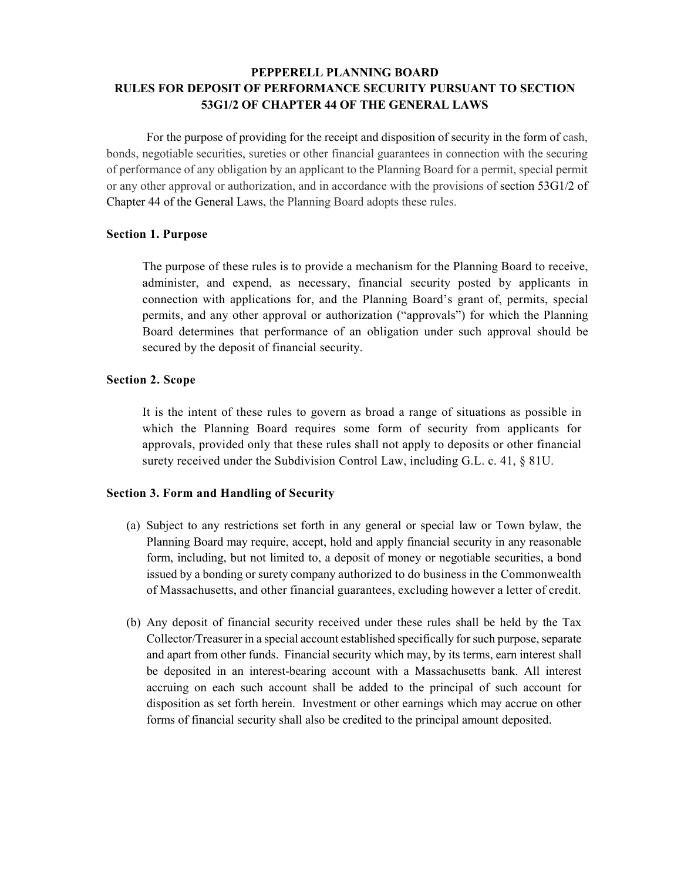# PEPPERELL PLANNING BOARD
# RULES FOR DEPOSIT OF PERFORMANCE SECURITY PURSUANT TO SECTION 53G1/2 OF CHAPTER 44 OF THE GENERAL LAWS

For the purpose of providing for the receipt and disposition of security in the form of cash, bonds, negotiable securities, sureties or other financial guarantees in connection with the securing of performance of any obligation by an applicant to the Planning Board for a permit, special permit or any other approval or authorization, and in accordance with the provisions of section 53G1/2 of Chapter 44 of the General Laws, the Planning Board adopts these rules.

## Section 1. Purpose

The purpose of these rules is to provide a mechanism for the Planning Board to receive, administer, and expend, as necessary, financial security posted by applicants in connection with applications for, and the Planning Board's grant of, permits, special permits, and any other approval or authorization ("approvals") for which the Planning Board determines that performance of an obligation under such approval should be secured by the deposit of financial security.

## Section 2. Scope

It is the intent of these rules to govern as broad a range of situations as possible in which the Planning Board requires some form of security from applicants for approvals, provided only that these rules shall not apply to deposits or other financial surety received under the Subdivision Control Law, including G.L. c. 41, § 81U.

## Section 3. Form and Handling of Security

(a) Subject to any restrictions set forth in any general or special law or Town bylaw, the Planning Board may require, accept, hold and apply financial security in any reasonable form, including, but not limited to, a deposit of money or negotiable securities, a bond issued by a bonding or surety company authorized to do business in the Commonwealth of Massachusetts, and other financial guarantees, excluding however a letter of credit.

(b) Any deposit of financial security received under these rules shall be held by the Tax Collector/Treasurer in a special account established specifically for such purpose, separate and apart from other funds. Financial security which may, by its terms, earn interest shall be deposited in an interest-bearing account with a Massachusetts bank. All interest accruing on each such account shall be added to the principal of such account for disposition as set forth herein. Investment or other earnings which may accrue on other forms of financial security shall also be credited to the principal amount deposited.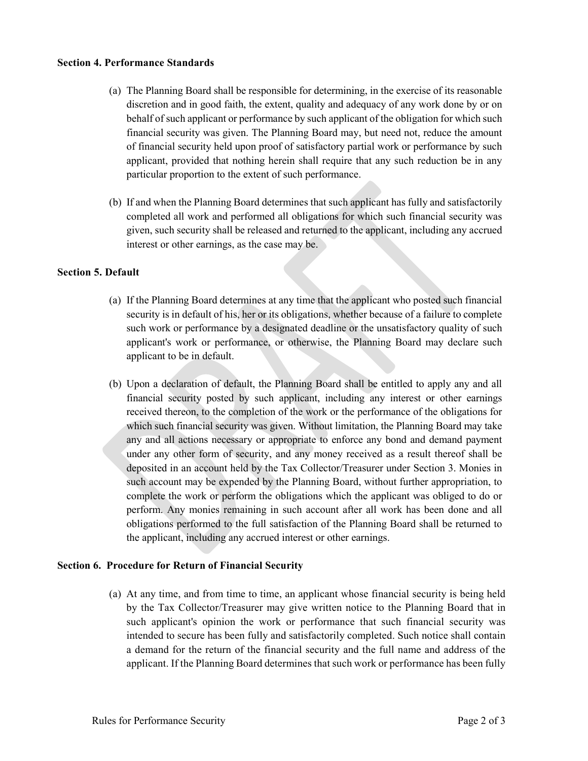**Section 4. Performance Standards**

(a) The Planning Board shall be responsible for determining, in the exercise of its reasonable discretion and in good faith, the extent, quality and adequacy of any work done by or on behalf of such applicant or performance by such applicant of the obligation for which such financial security was given. The Planning Board may, but need not, reduce the amount of financial security held upon proof of satisfactory partial work or performance by such applicant, provided that nothing herein shall require that any such reduction be in any particular proportion to the extent of such performance.

(b) If and when the Planning Board determines that such applicant has fully and satisfactorily completed all work and performed all obligations for which such financial security was given, such security shall be released and returned to the applicant, including any accrued interest or other earnings, as the case may be.

**Section 5. Default**

(a) If the Planning Board determines at any time that the applicant who posted such financial security is in default of his, her or its obligations, whether because of a failure to complete such work or performance by a designated deadline or the unsatisfactory quality of such applicant's work or performance, or otherwise, the Planning Board may declare such applicant to be in default.

(b) Upon a declaration of default, the Planning Board shall be entitled to apply any and all financial security posted by such applicant, including any interest or other earnings received thereon, to the completion of the work or the performance of the obligations for which such financial security was given. Without limitation, the Planning Board may take any and all actions necessary or appropriate to enforce any bond and demand payment under any other form of security, and any money received as a result thereof shall be deposited in an account held by the Tax Collector/Treasurer under Section 3. Monies in such account may be expended by the Planning Board, without further appropriation, to complete the work or perform the obligations which the applicant was obliged to do or perform. Any monies remaining in such account after all work has been done and all obligations performed to the full satisfaction of the Planning Board shall be returned to the applicant, including any accrued interest or other earnings.

**Section 6. Procedure for Return of Financial Security**

(a) At any time, and from time to time, an applicant whose financial security is being held by the Tax Collector/Treasurer may give written notice to the Planning Board that in such applicant's opinion the work or performance that such financial security was intended to secure has been fully and satisfactorily completed. Such notice shall contain a demand for the return of the financial security and the full name and address of the applicant. If the Planning Board determines that such work or performance has been fully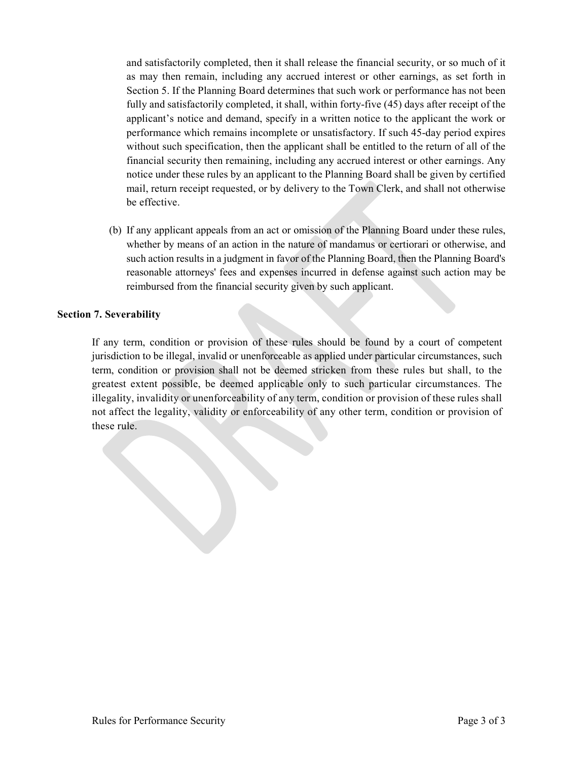and satisfactorily completed, then it shall release the financial security, or so much of it as may then remain, including any accrued interest or other earnings, as set forth in Section 5. If the Planning Board determines that such work or performance has not been fully and satisfactorily completed, it shall, within forty-five (45) days after receipt of the applicant's notice and demand, specify in a written notice to the applicant the work or performance which remains incomplete or unsatisfactory. If such 45-day period expires without such specification, then the applicant shall be entitled to the return of all of the financial security then remaining, including any accrued interest or other earnings. Any notice under these rules by an applicant to the Planning Board shall be given by certified mail, return receipt requested, or by delivery to the Town Clerk, and shall not otherwise be effective.

(b) If any applicant appeals from an act or omission of the Planning Board under these rules, whether by means of an action in the nature of mandamus or certiorari or otherwise, and such action results in a judgment in favor of the Planning Board, then the Planning Board's reasonable attorneys' fees and expenses incurred in defense against such action may be reimbursed from the financial security given by such applicant.

**Section 7. Severability**

If any term, condition or provision of these rules should be found by a court of competent jurisdiction to be illegal, invalid or unenforceable as applied under particular circumstances, such term, condition or provision shall not be deemed stricken from these rules but shall, to the greatest extent possible, be deemed applicable only to such particular circumstances. The illegality, invalidity or unenforceability of any term, condition or provision of these rules shall not affect the legality, validity or enforceability of any other term, condition or provision of these rule.